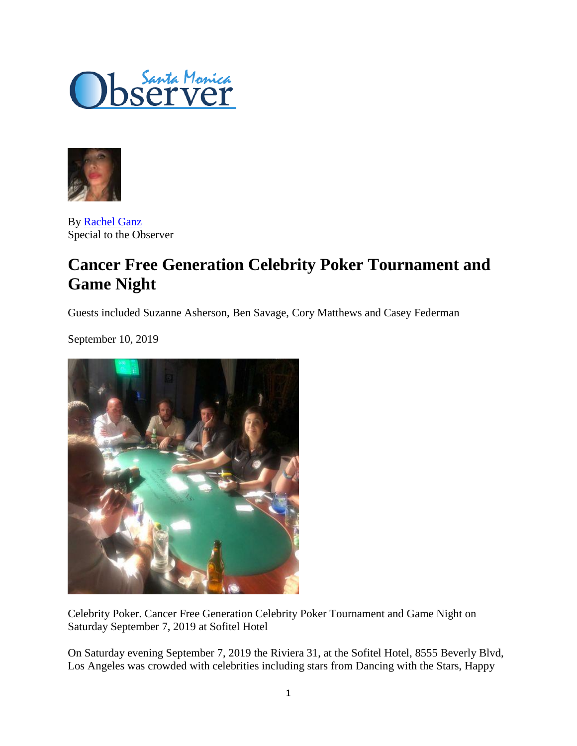Santa Monica Observer

By Rachel Ganz
Special to the Observer

# Cancer Free Generation Celebrity Poker Tournament and Game Night

Guests included Suzanne Asherson, Ben Savage, Cory Matthews and Casey Federman

September 10, 2019

Celebrity Poker. Cancer Free Generation Celebrity Poker Tournament and Game Night on Saturday September 7, 2019 at Sofitel Hotel

On Saturday evening September 7, 2019 the Riviera 31, at the Sofitel Hotel, 8555 Beverly Blvd, Los Angeles was crowded with celebrities including stars from Dancing with the Stars, Happy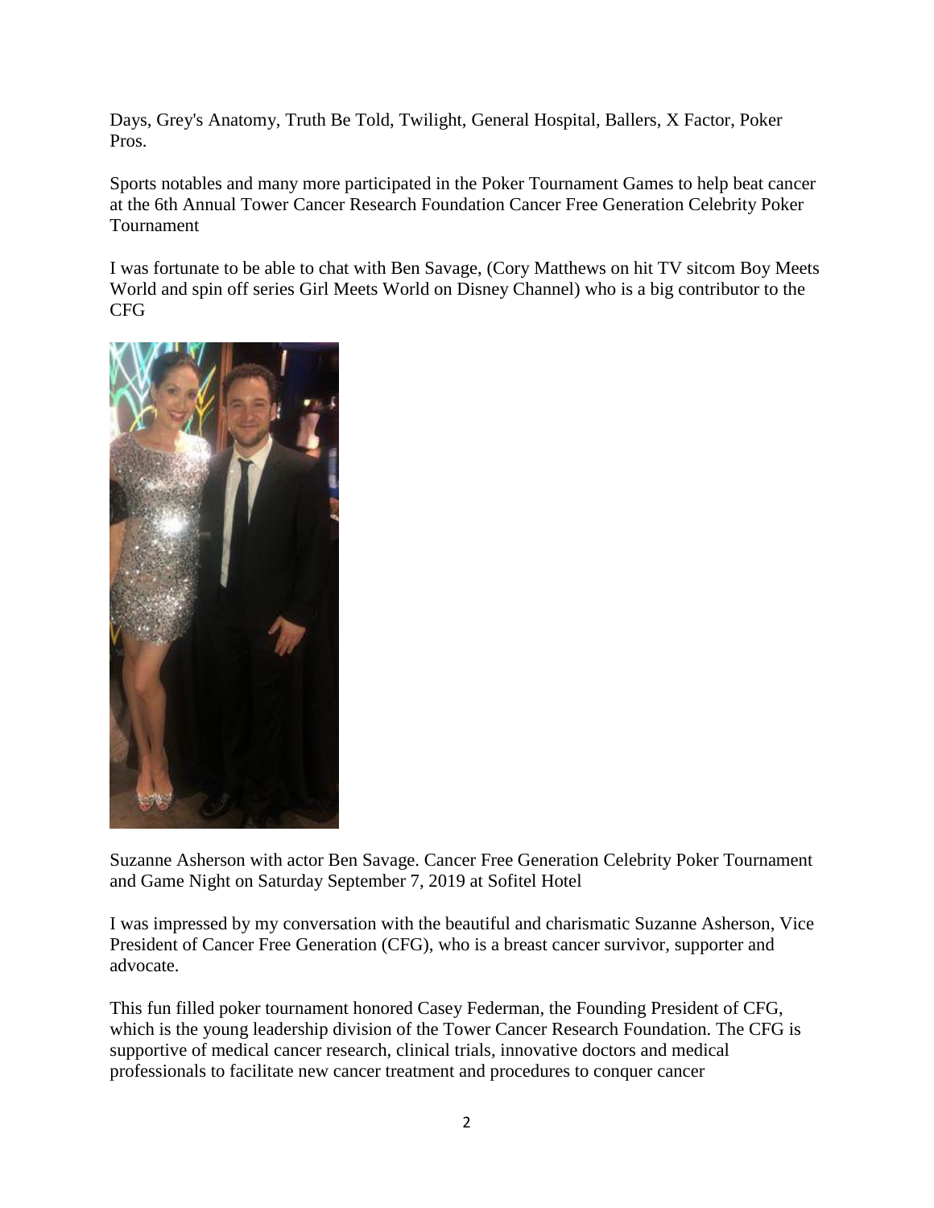Days, Grey's Anatomy, Truth Be Told, Twilight, General Hospital, Ballers, X Factor, Poker Pros.

Sports notables and many more participated in the Poker Tournament Games to help beat cancer at the 6th Annual Tower Cancer Research Foundation Cancer Free Generation Celebrity Poker Tournament

I was fortunate to be able to chat with Ben Savage, (Cory Matthews on hit TV sitcom Boy Meets World and spin off series Girl Meets World on Disney Channel) who is a big contributor to the CFG

Suzanne Asherson with actor Ben Savage. Cancer Free Generation Celebrity Poker Tournament and Game Night on Saturday September 7, 2019 at Sofitel Hotel

I was impressed by my conversation with the beautiful and charismatic Suzanne Asherson, Vice President of Cancer Free Generation (CFG), who is a breast cancer survivor, supporter and advocate.

This fun filled poker tournament honored Casey Federman, the Founding President of CFG, which is the young leadership division of the Tower Cancer Research Foundation. The CFG is supportive of medical cancer research, clinical trials, innovative doctors and medical professionals to facilitate new cancer treatment and procedures to conquer cancer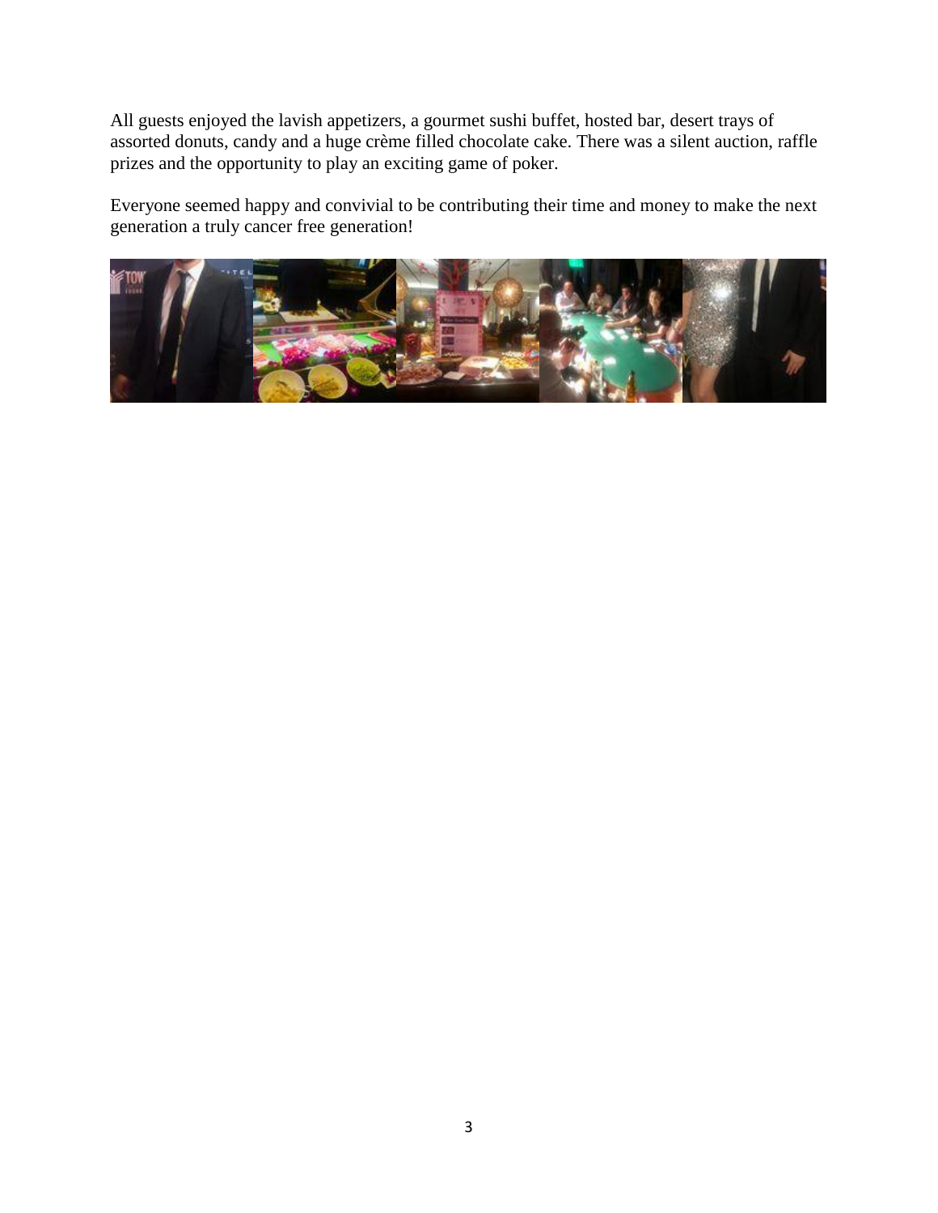All guests enjoyed the lavish appetizers, a gourmet sushi buffet, hosted bar, desert trays of assorted donuts, candy and a huge crème filled chocolate cake. There was a silent auction, raffle prizes and the opportunity to play an exciting game of poker.

Everyone seemed happy and convivial to be contributing their time and money to make the next generation a truly cancer free generation!